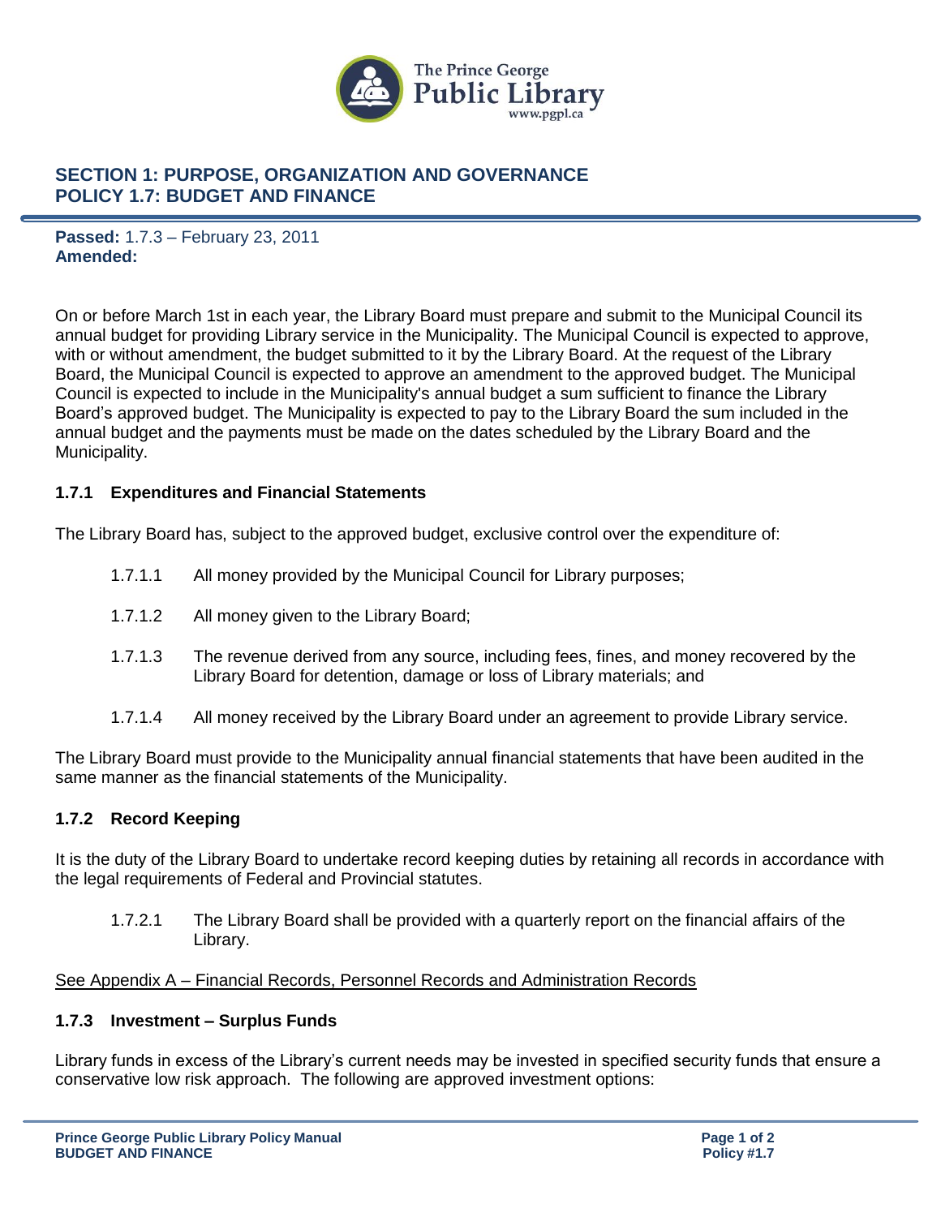The Prince George Public Library
www.pgpl.ca

## SECTION 1: PURPOSE, ORGANIZATION AND GOVERNANCE
## POLICY 1.7: BUDGET AND FINANCE

**Passed:** 1.7.3 – February 23, 2011
**Amended:**

On or before March 1st in each year, the Library Board must prepare and submit to the Municipal Council its annual budget for providing Library service in the Municipality. The Municipal Council is expected to approve, with or without amendment, the budget submitted to it by the Library Board. At the request of the Library Board, the Municipal Council is expected to approve an amendment to the approved budget. The Municipal Council is expected to include in the Municipality's annual budget a sum sufficient to finance the Library Board's approved budget. The Municipality is expected to pay to the Library Board the sum included in the annual budget and the payments must be made on the dates scheduled by the Library Board and the Municipality.

### 1.7.1 Expenditures and Financial Statements

The Library Board has, subject to the approved budget, exclusive control over the expenditure of:

1.7.1.1 All money provided by the Municipal Council for Library purposes;

1.7.1.2 All money given to the Library Board;

1.7.1.3 The revenue derived from any source, including fees, fines, and money recovered by the Library Board for detention, damage or loss of Library materials; and

1.7.1.4 All money received by the Library Board under an agreement to provide Library service.

The Library Board must provide to the Municipality annual financial statements that have been audited in the same manner as the financial statements of the Municipality.

### 1.7.2 Record Keeping

It is the duty of the Library Board to undertake record keeping duties by retaining all records in accordance with the legal requirements of Federal and Provincial statutes.

1.7.2.1 The Library Board shall be provided with a quarterly report on the financial affairs of the Library.

See Appendix A – Financial Records, Personnel Records and Administration Records

### 1.7.3 Investment – Surplus Funds

Library funds in excess of the Library's current needs may be invested in specified security funds that ensure a conservative low risk approach. The following are approved investment options: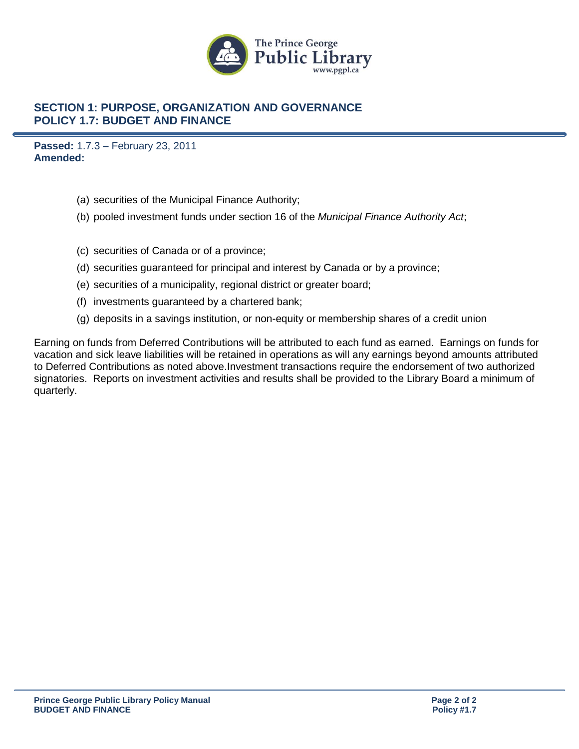## SECTION 1: PURPOSE, ORGANIZATION AND GOVERNANCE
## POLICY 1.7: BUDGET AND FINANCE

**Passed:** 1.7.3 – February 23, 2011
**Amended:**

(a) securities of the Municipal Finance Authority;

(b) pooled investment funds under section 16 of the *Municipal Finance Authority Act*;

(c) securities of Canada or of a province;

(d) securities guaranteed for principal and interest by Canada or by a province;

(e) securities of a municipality, regional district or greater board;

(f) investments guaranteed by a chartered bank;

(g) deposits in a savings institution, or non-equity or membership shares of a credit union

Earning on funds from Deferred Contributions will be attributed to each fund as earned. Earnings on funds for vacation and sick leave liabilities will be retained in operations as will any earnings beyond amounts attributed to Deferred Contributions as noted above.Investment transactions require the endorsement of two authorized signatories. Reports on investment activities and results shall be provided to the Library Board a minimum of quarterly.